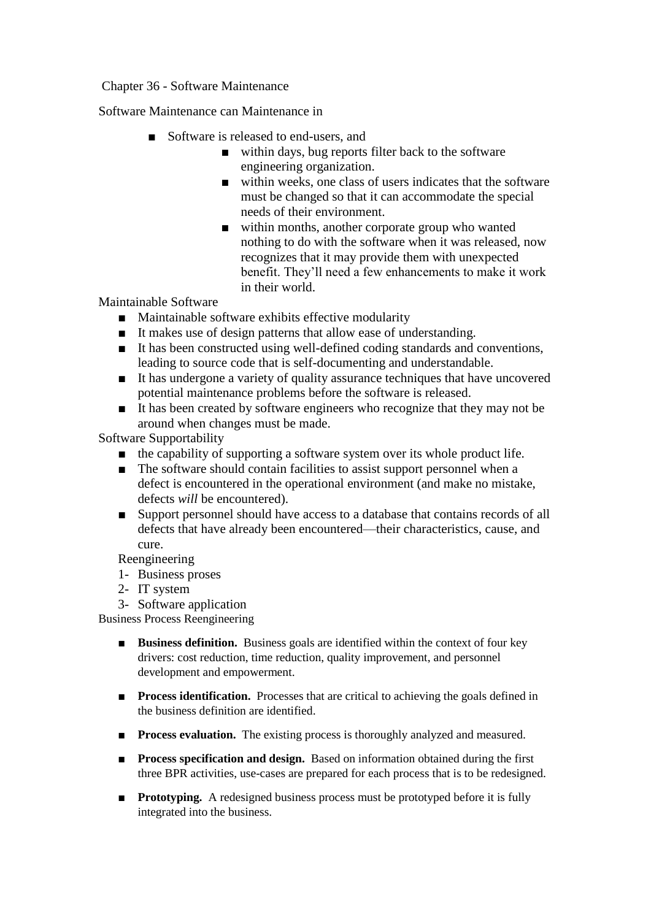Chapter 36 - Software Maintenance

Software Maintenance can Maintenance in

- Software is released to end-users, and
  - within days, bug reports filter back to the software engineering organization.
  - within weeks, one class of users indicates that the software must be changed so that it can accommodate the special needs of their environment.
  - within months, another corporate group who wanted nothing to do with the software when it was released, now recognizes that it may provide them with unexpected benefit. They'll need a few enhancements to make it work in their world.

Maintainable Software

- Maintainable software exhibits effective modularity
- It makes use of design patterns that allow ease of understanding.
- It has been constructed using well-defined coding standards and conventions, leading to source code that is self-documenting and understandable.
- It has undergone a variety of quality assurance techniques that have uncovered potential maintenance problems before the software is released.
- It has been created by software engineers who recognize that they may not be around when changes must be made.

Software Supportability

- the capability of supporting a software system over its whole product life.
- The software should contain facilities to assist support personnel when a defect is encountered in the operational environment (and make no mistake, defects *will* be encountered).
- Support personnel should have access to a database that contains records of all defects that have already been encountered—their characteristics, cause, and cure.

Reengineering

1- Business proses
2- IT system
3- Software application

Business Process Reengineering

- **Business definition.** Business goals are identified within the context of four key drivers: cost reduction, time reduction, quality improvement, and personnel development and empowerment.
- **Process identification.** Processes that are critical to achieving the goals defined in the business definition are identified.
- **Process evaluation.** The existing process is thoroughly analyzed and measured.
- **Process specification and design.** Based on information obtained during the first three BPR activities, use-cases are prepared for each process that is to be redesigned.
- **Prototyping.** A redesigned business process must be prototyped before it is fully integrated into the business.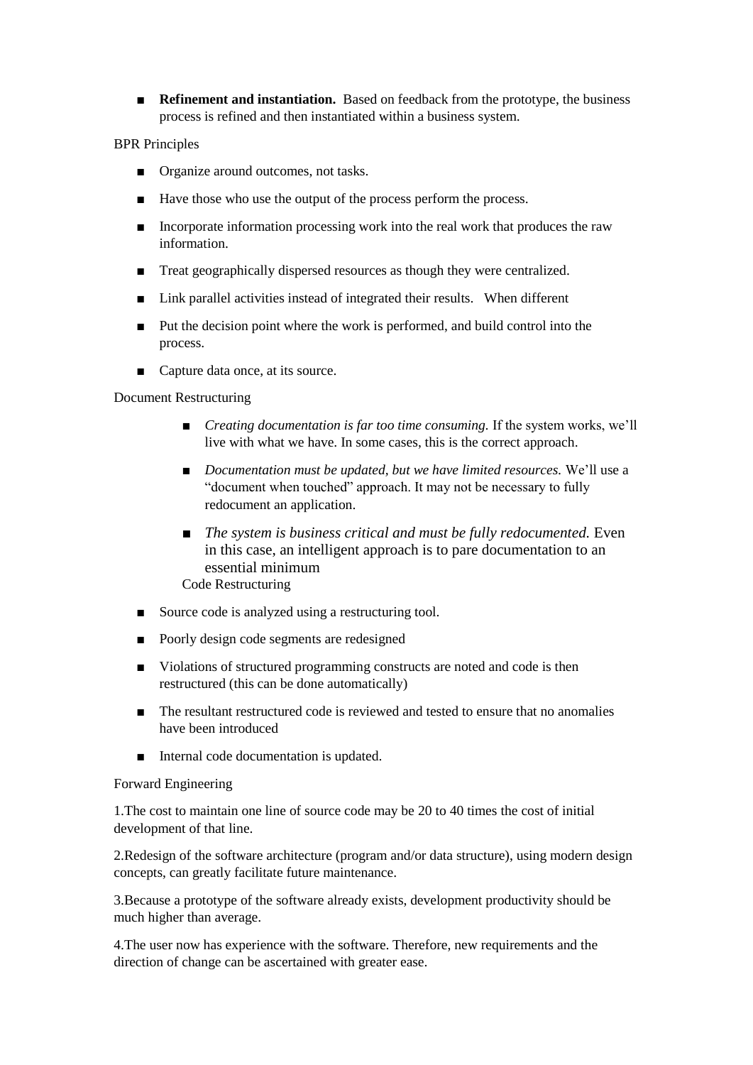- **Refinement and instantiation.** Based on feedback from the prototype, the business process is refined and then instantiated within a business system.

BPR Principles

- Organize around outcomes, not tasks.
- Have those who use the output of the process perform the process.
- Incorporate information processing work into the real work that produces the raw information.
- Treat geographically dispersed resources as though they were centralized.
- Link parallel activities instead of integrated their results.   When different
- Put the decision point where the work is performed, and build control into the process.
- Capture data once, at its source.

Document Restructuring

- *Creating documentation is far too time consuming.* If the system works, we'll live with what we have. In some cases, this is the correct approach.
- *Documentation must be updated, but we have limited resources.* We'll use a "document when touched" approach. It may not be necessary to fully redocument an application.
- *The system is business critical and must be fully redocumented.* Even in this case, an intelligent approach is to pare documentation to an essential minimum

Code Restructuring

- Source code is analyzed using a restructuring tool.
- Poorly design code segments are redesigned
- Violations of structured programming constructs are noted and code is then restructured (this can be done automatically)
- The resultant restructured code is reviewed and tested to ensure that no anomalies have been introduced
- Internal code documentation is updated.

Forward Engineering

1.The cost to maintain one line of source code may be 20 to 40 times the cost of initial development of that line.

2.Redesign of the software architecture (program and/or data structure), using modern design concepts, can greatly facilitate future maintenance.

3.Because a prototype of the software already exists, development productivity should be much higher than average.

4.The user now has experience with the software. Therefore, new requirements and the direction of change can be ascertained with greater ease.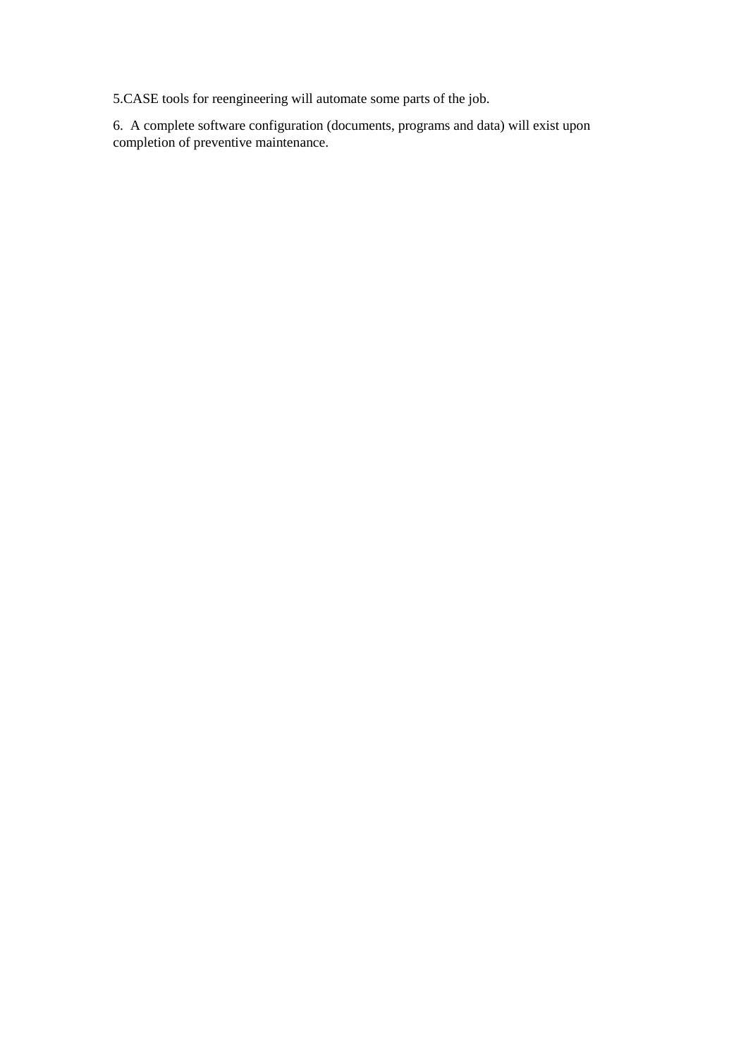5.CASE tools for reengineering will automate some parts of the job.

6. A complete software configuration (documents, programs and data) will exist upon completion of preventive maintenance.